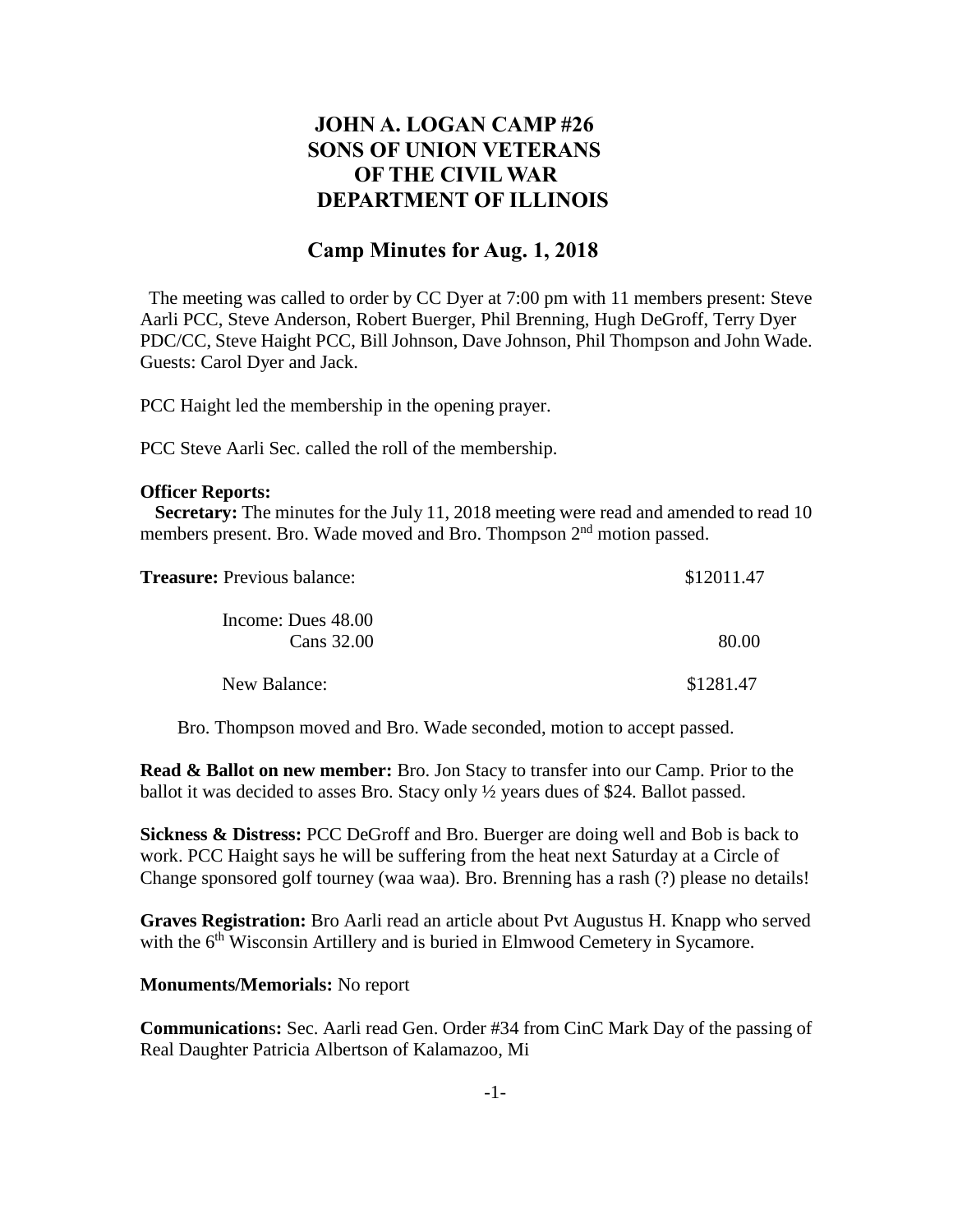# JOHN A. LOGAN CAMP #26
# SONS OF UNION VETERANS
# OF THE CIVIL WAR
# DEPARTMENT OF ILLINOIS

## Camp Minutes for Aug. 1, 2018

The meeting was called to order by CC Dyer at 7:00 pm with 11 members present: Steve Aarli PCC, Steve Anderson, Robert Buerger, Phil Brenning, Hugh DeGroff, Terry Dyer PDC/CC, Steve Haight PCC, Bill Johnson, Dave Johnson, Phil Thompson and John Wade. Guests: Carol Dyer and Jack.

PCC Haight led the membership in the opening prayer.

PCC Steve Aarli Sec. called the roll of the membership.

**Officer Reports:**

**Secretary:** The minutes for the July 11, 2018 meeting were read and amended to read 10 members present. Bro. Wade moved and Bro. Thompson 2nd motion passed.

| **Treasure:** Previous balance: | | $12011.47 |
|---|---|---|
| Income: Dues 48.00 | | |
| Cans 32.00 | | 80.00 |
| New Balance: | | $1281.47 |

Bro. Thompson moved and Bro. Wade seconded, motion to accept passed.

**Read & Ballot on new member:** Bro. Jon Stacy to transfer into our Camp. Prior to the ballot it was decided to asses Bro. Stacy only ½ years dues of $24. Ballot passed.

**Sickness & Distress:** PCC DeGroff and Bro. Buerger are doing well and Bob is back to work. PCC Haight says he will be suffering from the heat next Saturday at a Circle of Change sponsored golf tourney (waa waa). Bro. Brenning has a rash (?) please no details!

**Graves Registration:** Bro Aarli read an article about Pvt Augustus H. Knapp who served with the 6th Wisconsin Artillery and is buried in Elmwood Cemetery in Sycamore.

**Monuments/Memorials:** No report

**Communications:** Sec. Aarli read Gen. Order #34 from CinC Mark Day of the passing of Real Daughter Patricia Albertson of Kalamazoo, Mi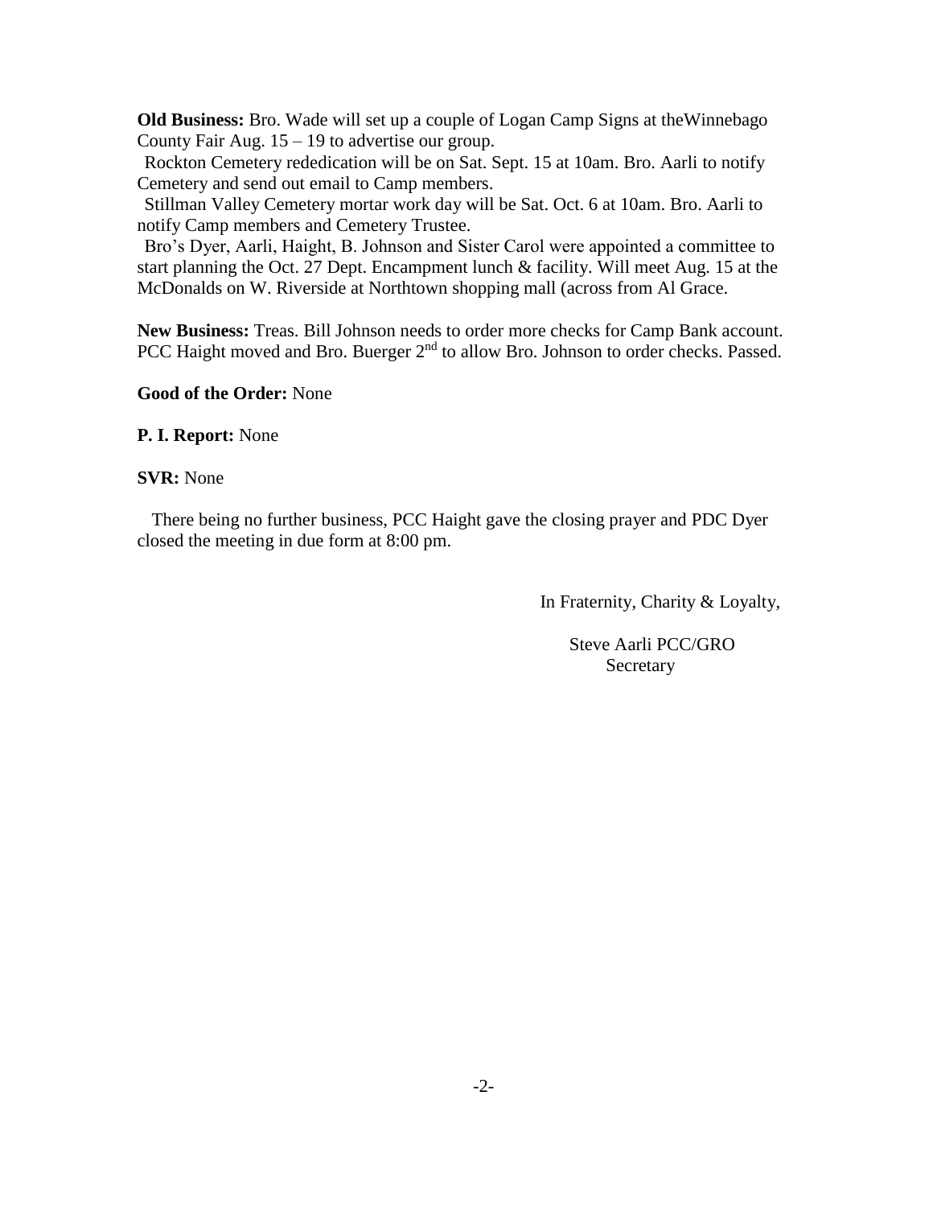**Old Business:** Bro. Wade will set up a couple of Logan Camp Signs at theWinnebago County Fair Aug. 15 – 19 to advertise our group.

Rockton Cemetery rededication will be on Sat. Sept. 15 at 10am. Bro. Aarli to notify Cemetery and send out email to Camp members.

Stillman Valley Cemetery mortar work day will be Sat. Oct. 6 at 10am. Bro. Aarli to notify Camp members and Cemetery Trustee.

Bro's Dyer, Aarli, Haight, B. Johnson and Sister Carol were appointed a committee to start planning the Oct. 27 Dept. Encampment lunch & facility. Will meet Aug. 15 at the McDonalds on W. Riverside at Northtown shopping mall (across from Al Grace.

**New Business:** Treas. Bill Johnson needs to order more checks for Camp Bank account. PCC Haight moved and Bro. Buerger 2nd to allow Bro. Johnson to order checks. Passed.

**Good of the Order:** None

**P. I. Report:** None

**SVR:** None

There being no further business, PCC Haight gave the closing prayer and PDC Dyer closed the meeting in due form at 8:00 pm.

In Fraternity, Charity & Loyalty,

Steve Aarli PCC/GRO
Secretary